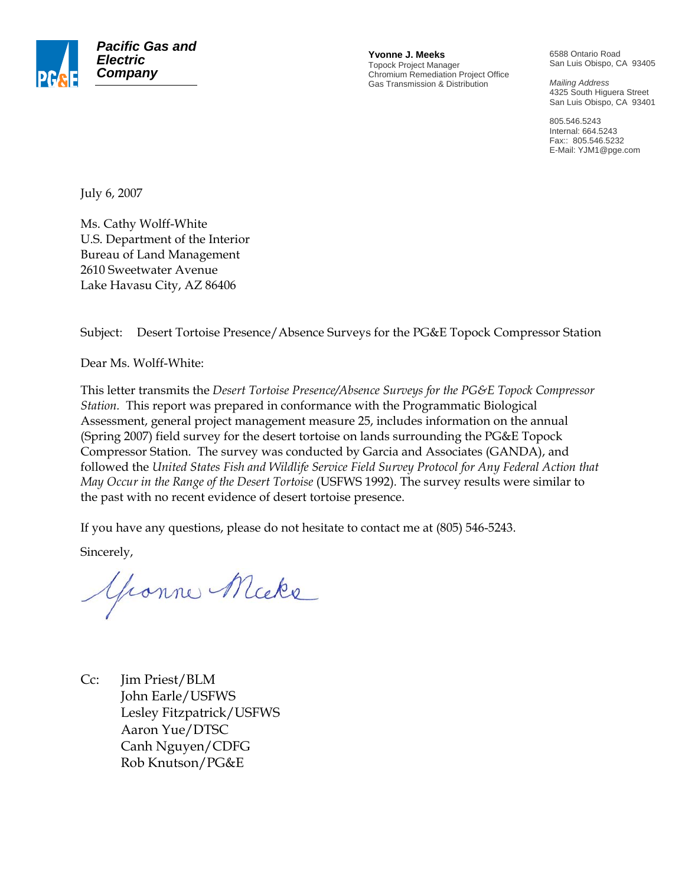**Pacific Gas and Electric Company**

**Yvonne J. Meeks**
Topock Project Manager
Chromium Remediation Project Office
Gas Transmission & Distribution

6588 Ontario Road
San Luis Obispo, CA 93405

*Mailing Address*
4325 South Higuera Street
San Luis Obispo, CA 93401

805.546.5243
Internal: 664.5243
Fax:: 805.546.5232
E-Mail: YJM1@pge.com

July 6, 2007

Ms. Cathy Wolff-White
U.S. Department of the Interior
Bureau of Land Management
2610 Sweetwater Avenue
Lake Havasu City, AZ 86406

Subject: Desert Tortoise Presence/Absence Surveys for the PG&E Topock Compressor Station

Dear Ms. Wolff-White:

This letter transmits the *Desert Tortoise Presence/Absence Surveys for the PG&E Topock Compressor Station.* This report was prepared in conformance with the Programmatic Biological Assessment, general project management measure 25, includes information on the annual (Spring 2007) field survey for the desert tortoise on lands surrounding the PG&E Topock Compressor Station. The survey was conducted by Garcia and Associates (GANDA), and followed the *United States Fish and Wildlife Service Field Survey Protocol for Any Federal Action that May Occur in the Range of the Desert Tortoise* (USFWS 1992). The survey results were similar to the past with no recent evidence of desert tortoise presence.

If you have any questions, please do not hesitate to contact me at (805) 546-5243.

Sincerely,

Yvonne Meeks

Cc: Jim Priest/BLM
John Earle/USFWS
Lesley Fitzpatrick/USFWS
Aaron Yue/DTSC
Canh Nguyen/CDFG
Rob Knutson/PG&E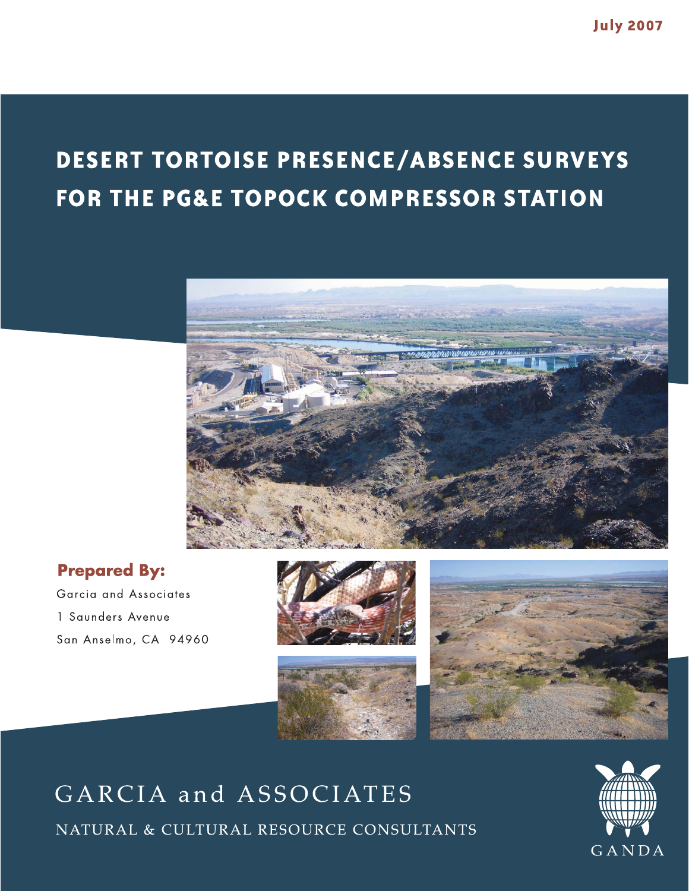July 2007

# DESERT TORTOISE PRESENCE/ABSENCE SURVEYS FOR THE PG&E TOPOCK COMPRESSOR STATION

**Prepared By:**

Garcia and Associates
1 Saunders Avenue
San Anselmo, CA 94960

GARCIA and ASSOCIATES

NATURAL & CULTURAL RESOURCE CONSULTANTS

GANDA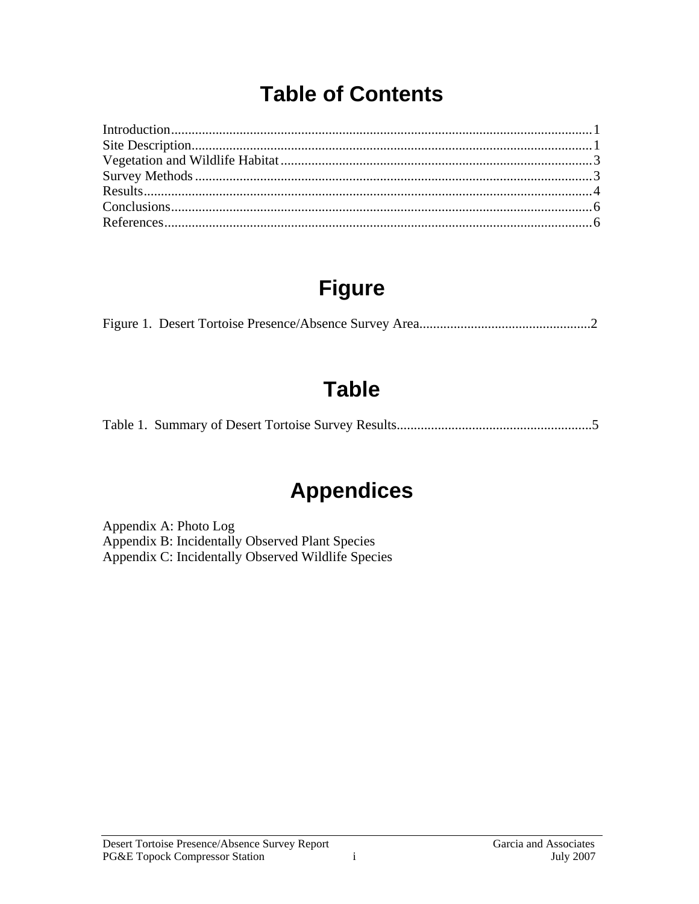# Table of Contents

Introduction.........................................................................................................................1
Site Description...................................................................................................................1
Vegetation and Wildlife Habitat.........................................................................................3
Survey Methods..................................................................................................................3
Results.................................................................................................................................4
Conclusions.........................................................................................................................6
References...........................................................................................................................6

# Figure

Figure 1. Desert Tortoise Presence/Absence Survey Area.................................................2

# Table

Table 1. Summary of Desert Tortoise Survey Results........................................................5

# Appendices

Appendix A: Photo Log
Appendix B: Incidentally Observed Plant Species
Appendix C: Incidentally Observed Wildlife Species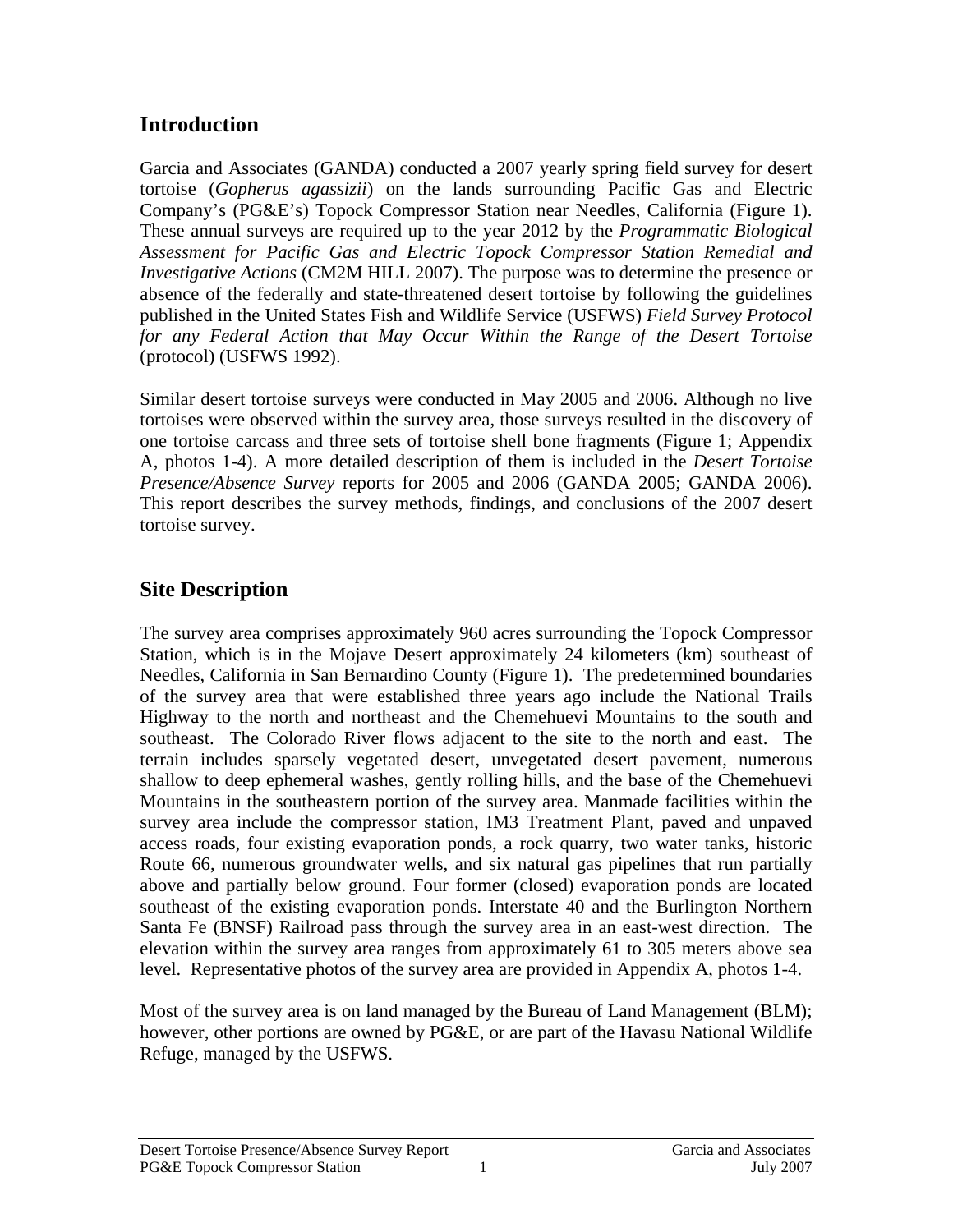## Introduction

Garcia and Associates (GANDA) conducted a 2007 yearly spring field survey for desert tortoise (*Gopherus agassizii*) on the lands surrounding Pacific Gas and Electric Company's (PG&E's) Topock Compressor Station near Needles, California (Figure 1). These annual surveys are required up to the year 2012 by the *Programmatic Biological Assessment for Pacific Gas and Electric Topock Compressor Station Remedial and Investigative Actions* (CM2M HILL 2007). The purpose was to determine the presence or absence of the federally and state-threatened desert tortoise by following the guidelines published in the United States Fish and Wildlife Service (USFWS) *Field Survey Protocol for any Federal Action that May Occur Within the Range of the Desert Tortoise* (protocol) (USFWS 1992).

Similar desert tortoise surveys were conducted in May 2005 and 2006. Although no live tortoises were observed within the survey area, those surveys resulted in the discovery of one tortoise carcass and three sets of tortoise shell bone fragments (Figure 1; Appendix A, photos 1-4). A more detailed description of them is included in the *Desert Tortoise Presence/Absence Survey* reports for 2005 and 2006 (GANDA 2005; GANDA 2006). This report describes the survey methods, findings, and conclusions of the 2007 desert tortoise survey.

## Site Description

The survey area comprises approximately 960 acres surrounding the Topock Compressor Station, which is in the Mojave Desert approximately 24 kilometers (km) southeast of Needles, California in San Bernardino County (Figure 1). The predetermined boundaries of the survey area that were established three years ago include the National Trails Highway to the north and northeast and the Chemehuevi Mountains to the south and southeast. The Colorado River flows adjacent to the site to the north and east. The terrain includes sparsely vegetated desert, unvegetated desert pavement, numerous shallow to deep ephemeral washes, gently rolling hills, and the base of the Chemehuevi Mountains in the southeastern portion of the survey area. Manmade facilities within the survey area include the compressor station, IM3 Treatment Plant, paved and unpaved access roads, four existing evaporation ponds, a rock quarry, two water tanks, historic Route 66, numerous groundwater wells, and six natural gas pipelines that run partially above and partially below ground. Four former (closed) evaporation ponds are located southeast of the existing evaporation ponds. Interstate 40 and the Burlington Northern Santa Fe (BNSF) Railroad pass through the survey area in an east-west direction. The elevation within the survey area ranges from approximately 61 to 305 meters above sea level. Representative photos of the survey area are provided in Appendix A, photos 1-4.

Most of the survey area is on land managed by the Bureau of Land Management (BLM); however, other portions are owned by PG&E, or are part of the Havasu National Wildlife Refuge, managed by the USFWS.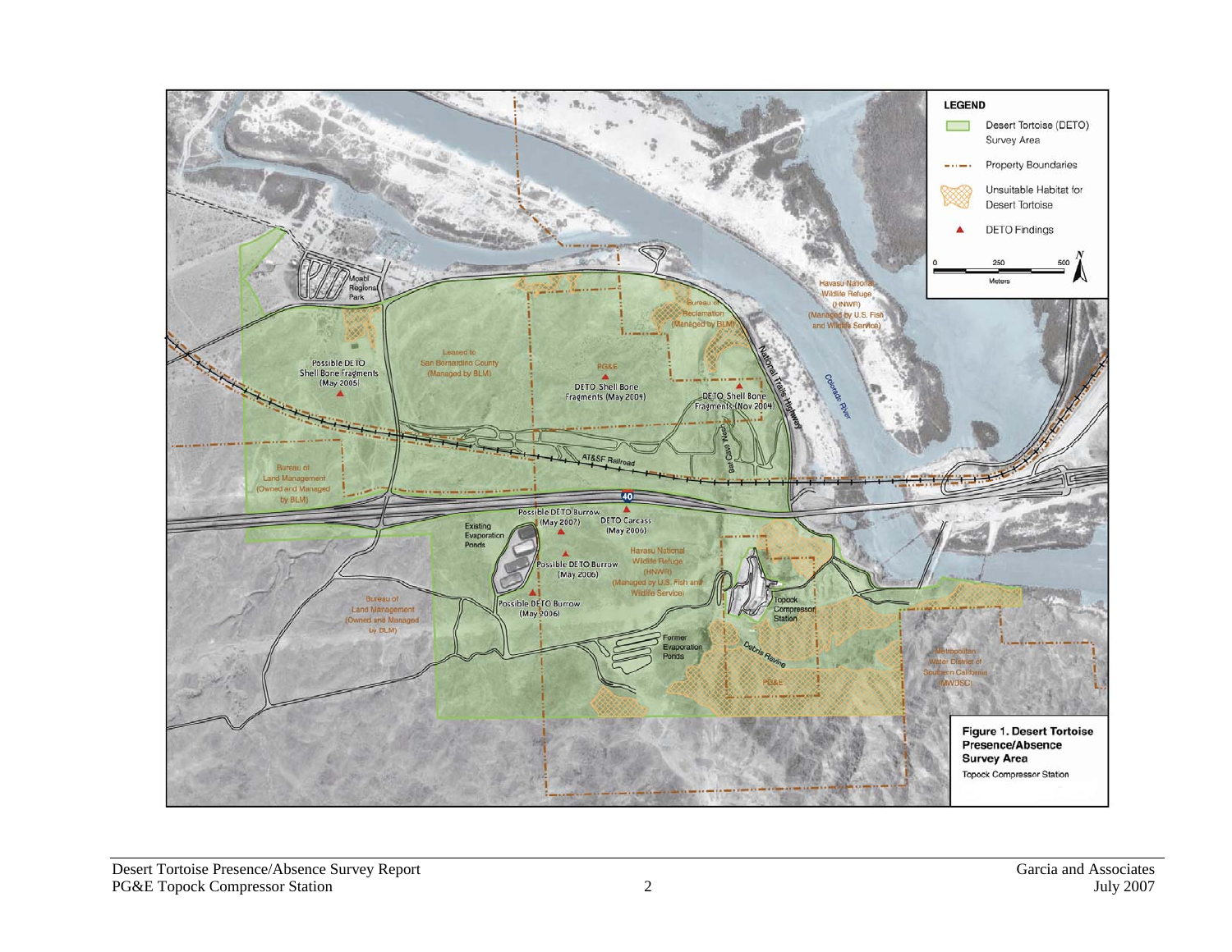**Figure 1. Desert Tortoise Presence/Absence Survey Area**

Topock Compressor Station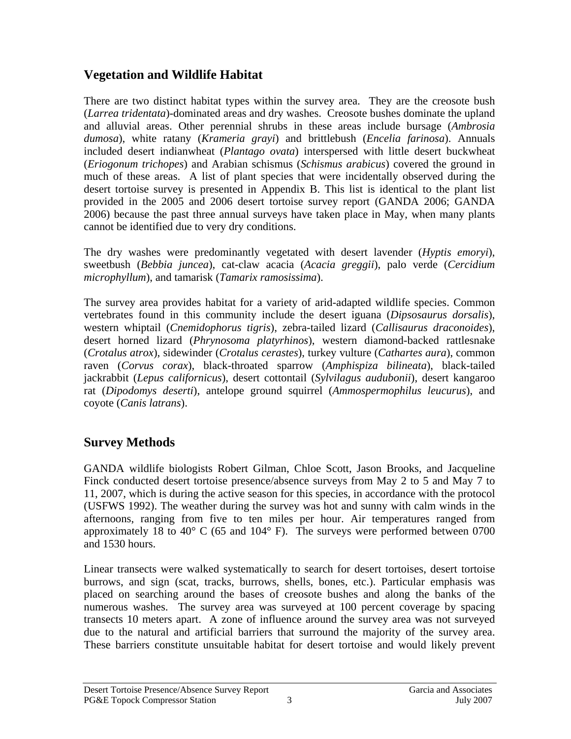## Vegetation and Wildlife Habitat

There are two distinct habitat types within the survey area. They are the creosote bush (*Larrea tridentata*)-dominated areas and dry washes. Creosote bushes dominate the upland and alluvial areas. Other perennial shrubs in these areas include bursage (*Ambrosia dumosa*), white ratany (*Krameria grayi*) and brittlebush (*Encelia farinosa*). Annuals included desert indianwheat (*Plantago ovata*) interspersed with little desert buckwheat (*Eriogonum trichopes*) and Arabian schismus (*Schismus arabicus*) covered the ground in much of these areas. A list of plant species that were incidentally observed during the desert tortoise survey is presented in Appendix B. This list is identical to the plant list provided in the 2005 and 2006 desert tortoise survey report (GANDA 2006; GANDA 2006) because the past three annual surveys have taken place in May, when many plants cannot be identified due to very dry conditions.

The dry washes were predominantly vegetated with desert lavender (*Hyptis emoryi*), sweetbush (*Bebbia juncea*), cat-claw acacia (*Acacia greggii*), palo verde (*Cercidium microphyllum*), and tamarisk (*Tamarix ramosissima*).

The survey area provides habitat for a variety of arid-adapted wildlife species. Common vertebrates found in this community include the desert iguana (*Dipsosaurus dorsalis*), western whiptail (*Cnemidophorus tigris*), zebra-tailed lizard (*Callisaurus draconoides*), desert horned lizard (*Phrynosoma platyrhinos*), western diamond-backed rattlesnake (*Crotalus atrox*), sidewinder (*Crotalus cerastes*), turkey vulture (*Cathartes aura*), common raven (*Corvus corax*), black-throated sparrow (*Amphispiza bilineata*), black-tailed jackrabbit (*Lepus californicus*), desert cottontail (*Sylvilagus audubonii*), desert kangaroo rat (*Dipodomys deserti*), antelope ground squirrel (*Ammospermophilus leucurus*), and coyote (*Canis latrans*).

## Survey Methods

GANDA wildlife biologists Robert Gilman, Chloe Scott, Jason Brooks, and Jacqueline Finck conducted desert tortoise presence/absence surveys from May 2 to 5 and May 7 to 11, 2007, which is during the active season for this species, in accordance with the protocol (USFWS 1992). The weather during the survey was hot and sunny with calm winds in the afternoons, ranging from five to ten miles per hour. Air temperatures ranged from approximately 18 to 40° C (65 and 104° F). The surveys were performed between 0700 and 1530 hours.

Linear transects were walked systematically to search for desert tortoises, desert tortoise burrows, and sign (scat, tracks, burrows, shells, bones, etc.). Particular emphasis was placed on searching around the bases of creosote bushes and along the banks of the numerous washes. The survey area was surveyed at 100 percent coverage by spacing transects 10 meters apart. A zone of influence around the survey area was not surveyed due to the natural and artificial barriers that surround the majority of the survey area. These barriers constitute unsuitable habitat for desert tortoise and would likely prevent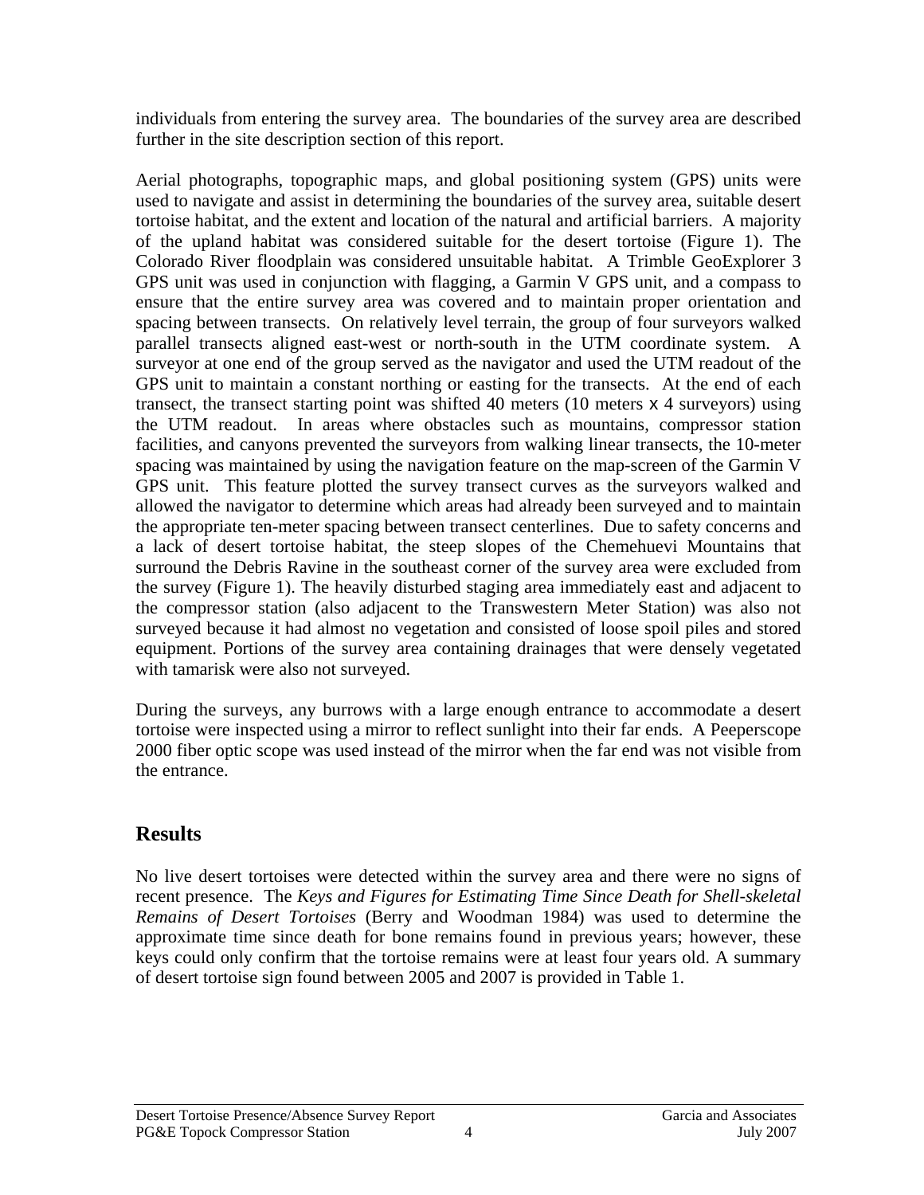individuals from entering the survey area. The boundaries of the survey area are described further in the site description section of this report.

Aerial photographs, topographic maps, and global positioning system (GPS) units were used to navigate and assist in determining the boundaries of the survey area, suitable desert tortoise habitat, and the extent and location of the natural and artificial barriers. A majority of the upland habitat was considered suitable for the desert tortoise (Figure 1). The Colorado River floodplain was considered unsuitable habitat. A Trimble GeoExplorer 3 GPS unit was used in conjunction with flagging, a Garmin V GPS unit, and a compass to ensure that the entire survey area was covered and to maintain proper orientation and spacing between transects. On relatively level terrain, the group of four surveyors walked parallel transects aligned east-west or north-south in the UTM coordinate system. A surveyor at one end of the group served as the navigator and used the UTM readout of the GPS unit to maintain a constant northing or easting for the transects. At the end of each transect, the transect starting point was shifted 40 meters (10 meters x 4 surveyors) using the UTM readout. In areas where obstacles such as mountains, compressor station facilities, and canyons prevented the surveyors from walking linear transects, the 10-meter spacing was maintained by using the navigation feature on the map-screen of the Garmin V GPS unit. This feature plotted the survey transect curves as the surveyors walked and allowed the navigator to determine which areas had already been surveyed and to maintain the appropriate ten-meter spacing between transect centerlines. Due to safety concerns and a lack of desert tortoise habitat, the steep slopes of the Chemehuevi Mountains that surround the Debris Ravine in the southeast corner of the survey area were excluded from the survey (Figure 1). The heavily disturbed staging area immediately east and adjacent to the compressor station (also adjacent to the Transwestern Meter Station) was also not surveyed because it had almost no vegetation and consisted of loose spoil piles and stored equipment. Portions of the survey area containing drainages that were densely vegetated with tamarisk were also not surveyed.

During the surveys, any burrows with a large enough entrance to accommodate a desert tortoise were inspected using a mirror to reflect sunlight into their far ends. A Peeperscope 2000 fiber optic scope was used instead of the mirror when the far end was not visible from the entrance.

## Results

No live desert tortoises were detected within the survey area and there were no signs of recent presence. The *Keys and Figures for Estimating Time Since Death for Shell-skeletal Remains of Desert Tortoises* (Berry and Woodman 1984) was used to determine the approximate time since death for bone remains found in previous years; however, these keys could only confirm that the tortoise remains were at least four years old. A summary of desert tortoise sign found between 2005 and 2007 is provided in Table 1.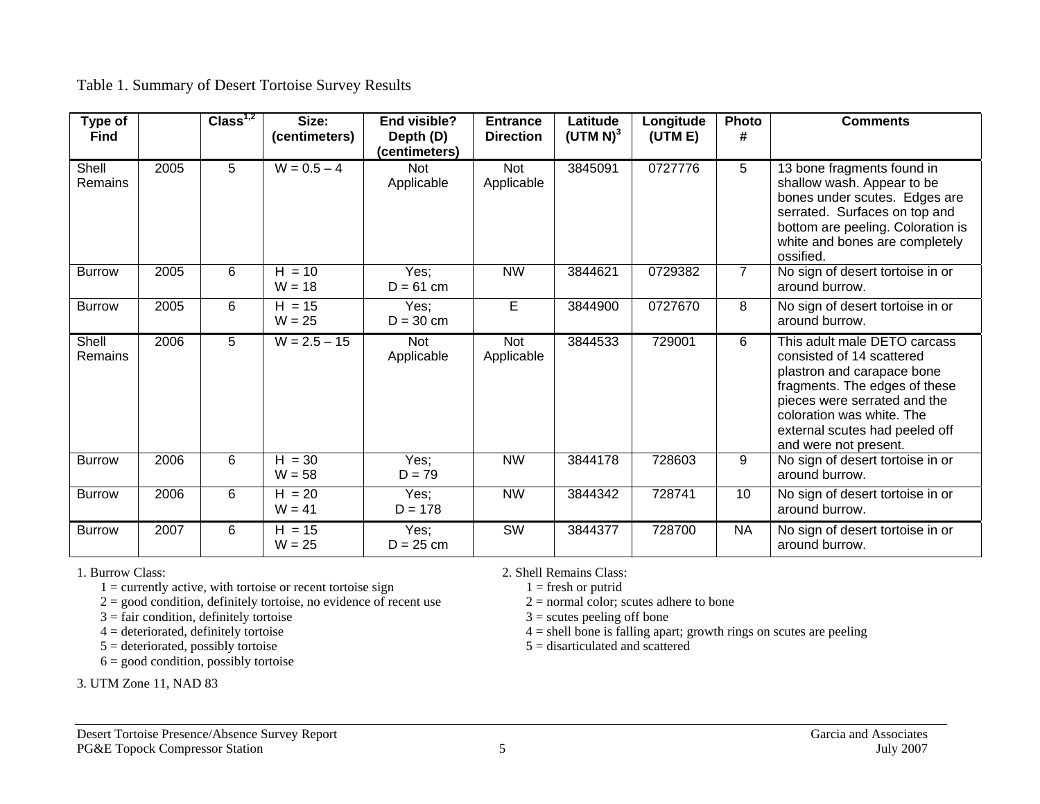Table 1. Summary of Desert Tortoise Survey Results

| Type of Find | | Class[1,2] | Size: (centimeters) | End visible? Depth (D) (centimeters) | Entrance Direction | Latitude (UTM N)[3] | Longitude (UTM E) | Photo # | Comments |
|---|---|---|---|---|---|---|---|---|---|
| Shell Remains | 2005 | 5 | W = 0.5 – 4 | Not Applicable | Not Applicable | 3845091 | 0727776 | 5 | 13 bone fragments found in shallow wash. Appear to be bones under scutes. Edges are serrated. Surfaces on top and bottom are peeling. Coloration is white and bones are completely ossified. |
| Burrow | 2005 | 6 | H = 10<br>W = 18 | Yes;<br>D = 61 cm | NW | 3844621 | 0729382 | 7 | No sign of desert tortoise in or around burrow. |
| Burrow | 2005 | 6 | H = 15<br>W = 25 | Yes;<br>D = 30 cm | E | 3844900 | 0727670 | 8 | No sign of desert tortoise in or around burrow. |
| Shell Remains | 2006 | 5 | W = 2.5 – 15 | Not Applicable | Not Applicable | 3844533 | 729001 | 6 | This adult male DETO carcass consisted of 14 scattered plastron and carapace bone fragments. The edges of these pieces were serrated and the coloration was white. The external scutes had peeled off and were not present. |
| Burrow | 2006 | 6 | H = 30<br>W = 58 | Yes;<br>D = 79 | NW | 3844178 | 728603 | 9 | No sign of desert tortoise in or around burrow. |
| Burrow | 2006 | 6 | H = 20<br>W = 41 | Yes;<br>D = 178 | NW | 3844342 | 728741 | 10 | No sign of desert tortoise in or around burrow. |
| Burrow | 2007 | 6 | H = 15<br>W = 25 | Yes;<br>D = 25 cm | SW | 3844377 | 728700 | NA | No sign of desert tortoise in or around burrow. |

1. Burrow Class:
   - 1 = currently active, with tortoise or recent tortoise sign
   - 2 = good condition, definitely tortoise, no evidence of recent use
   - 3 = fair condition, definitely tortoise
   - 4 = deteriorated, definitely tortoise
   - 5 = deteriorated, possibly tortoise
   - 6 = good condition, possibly tortoise

2. Shell Remains Class:
   - 1 = fresh or putrid
   - 2 = normal color; scutes adhere to bone
   - 3 = scutes peeling off bone
   - 4 = shell bone is falling apart; growth rings on scutes are peeling
   - 5 = disarticulated and scattered

3. UTM Zone 11, NAD 83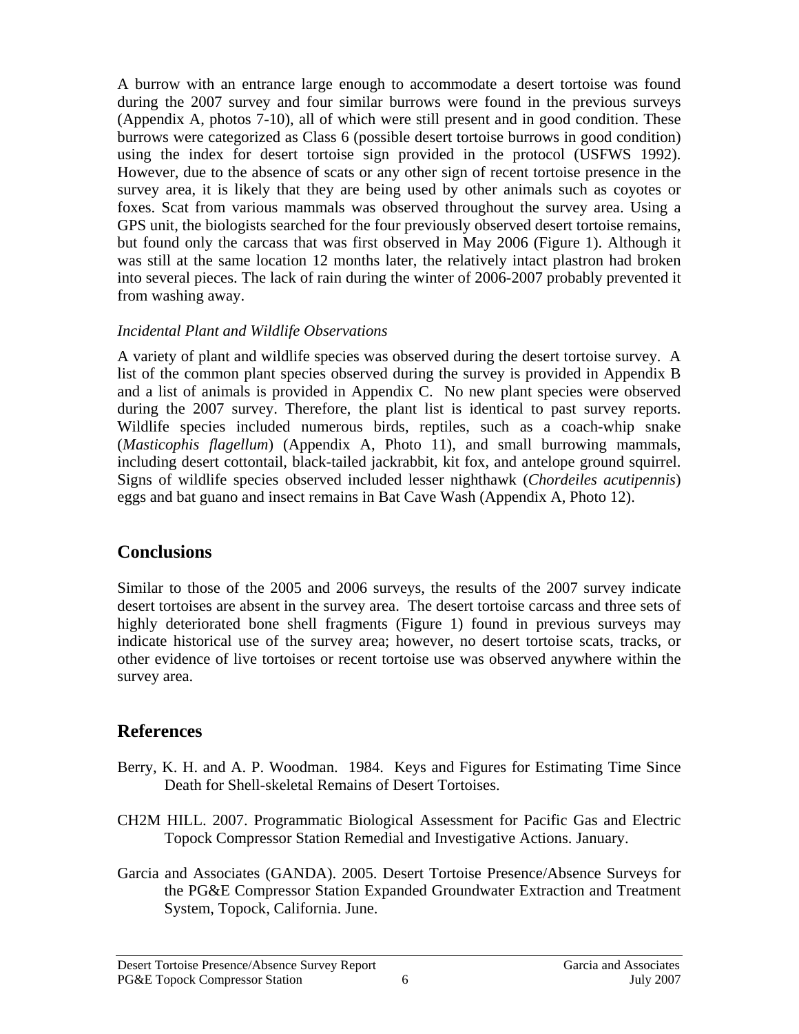A burrow with an entrance large enough to accommodate a desert tortoise was found during the 2007 survey and four similar burrows were found in the previous surveys (Appendix A, photos 7-10), all of which were still present and in good condition. These burrows were categorized as Class 6 (possible desert tortoise burrows in good condition) using the index for desert tortoise sign provided in the protocol (USFWS 1992). However, due to the absence of scats or any other sign of recent tortoise presence in the survey area, it is likely that they are being used by other animals such as coyotes or foxes. Scat from various mammals was observed throughout the survey area. Using a GPS unit, the biologists searched for the four previously observed desert tortoise remains, but found only the carcass that was first observed in May 2006 (Figure 1). Although it was still at the same location 12 months later, the relatively intact plastron had broken into several pieces. The lack of rain during the winter of 2006-2007 probably prevented it from washing away.

### *Incidental Plant and Wildlife Observations*

A variety of plant and wildlife species was observed during the desert tortoise survey. A list of the common plant species observed during the survey is provided in Appendix B and a list of animals is provided in Appendix C. No new plant species were observed during the 2007 survey. Therefore, the plant list is identical to past survey reports. Wildlife species included numerous birds, reptiles, such as a coach-whip snake (*Masticophis flagellum*) (Appendix A, Photo 11), and small burrowing mammals, including desert cottontail, black-tailed jackrabbit, kit fox, and antelope ground squirrel. Signs of wildlife species observed included lesser nighthawk (*Chordeiles acutipennis*) eggs and bat guano and insect remains in Bat Cave Wash (Appendix A, Photo 12).

## Conclusions

Similar to those of the 2005 and 2006 surveys, the results of the 2007 survey indicate desert tortoises are absent in the survey area. The desert tortoise carcass and three sets of highly deteriorated bone shell fragments (Figure 1) found in previous surveys may indicate historical use of the survey area; however, no desert tortoise scats, tracks, or other evidence of live tortoises or recent tortoise use was observed anywhere within the survey area.

## References

Berry, K. H. and A. P. Woodman. 1984. Keys and Figures for Estimating Time Since Death for Shell-skeletal Remains of Desert Tortoises.

CH2M HILL. 2007. Programmatic Biological Assessment for Pacific Gas and Electric Topock Compressor Station Remedial and Investigative Actions. January.

Garcia and Associates (GANDA). 2005. Desert Tortoise Presence/Absence Surveys for the PG&E Compressor Station Expanded Groundwater Extraction and Treatment System, Topock, California. June.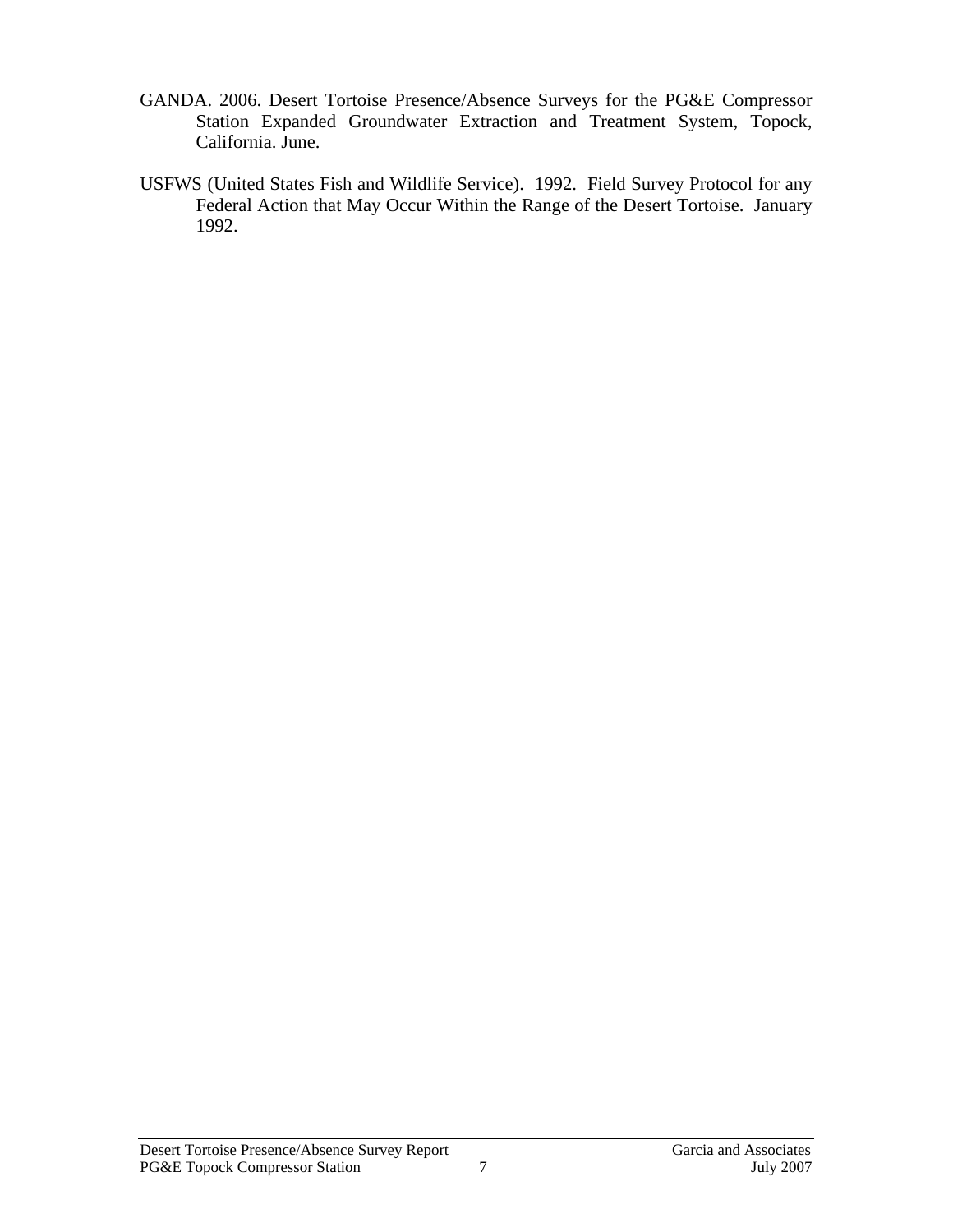GANDA. 2006. Desert Tortoise Presence/Absence Surveys for the PG&E Compressor Station Expanded Groundwater Extraction and Treatment System, Topock, California. June.

USFWS (United States Fish and Wildlife Service). 1992. Field Survey Protocol for any Federal Action that May Occur Within the Range of the Desert Tortoise. January 1992.